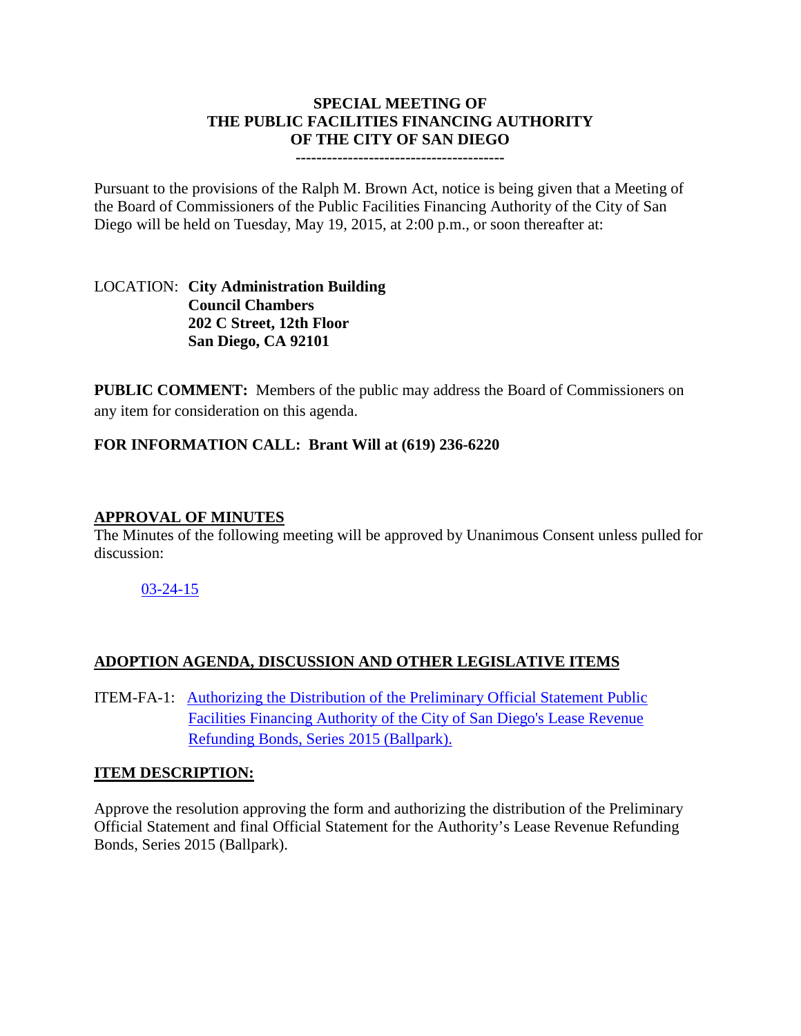# SPECIAL MEETING OF THE PUBLIC FACILITIES FINANCING AUTHORITY OF THE CITY OF SAN DIEGO

---------------------------------------

Pursuant to the provisions of the Ralph M. Brown Act, notice is being given that a Meeting of the Board of Commissioners of the Public Facilities Financing Authority of the City of San Diego will be held on Tuesday, May 19, 2015, at 2:00 p.m., or soon thereafter at:

LOCATION: **City Administration Building**
**Council Chambers**
**202 C Street, 12th Floor**
**San Diego, CA 92101**

**PUBLIC COMMENT:** Members of the public may address the Board of Commissioners on any item for consideration on this agenda.

**FOR INFORMATION CALL: Brant Will at (619) 236-6220**

## APPROVAL OF MINUTES

The Minutes of the following meeting will be approved by Unanimous Consent unless pulled for discussion:

03-24-15

## ADOPTION AGENDA, DISCUSSION AND OTHER LEGISLATIVE ITEMS

ITEM-FA-1: Authorizing the Distribution of the Preliminary Official Statement Public Facilities Financing Authority of the City of San Diego's Lease Revenue Refunding Bonds, Series 2015 (Ballpark).

## ITEM DESCRIPTION:

Approve the resolution approving the form and authorizing the distribution of the Preliminary Official Statement and final Official Statement for the Authority's Lease Revenue Refunding Bonds, Series 2015 (Ballpark).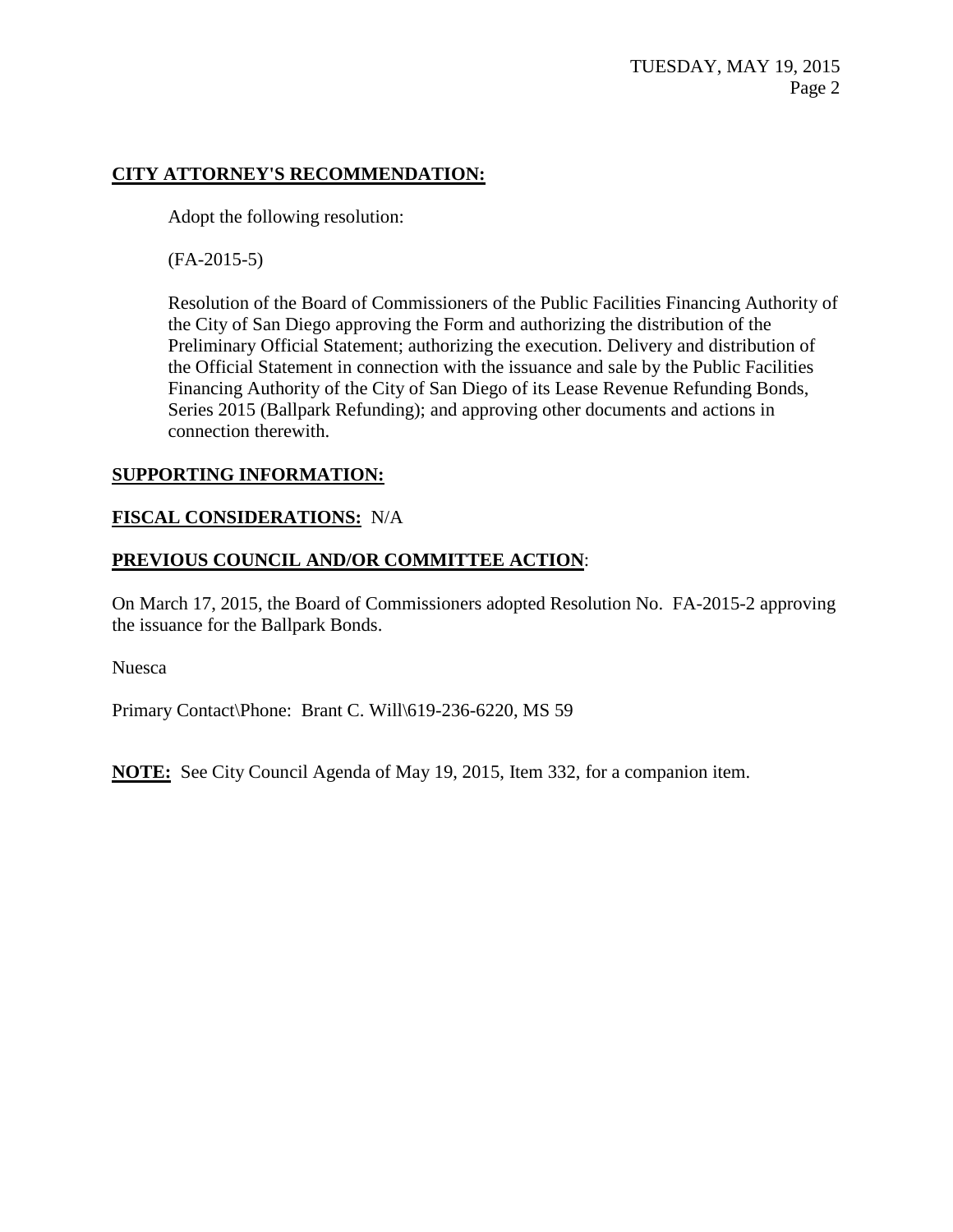**CITY ATTORNEY'S RECOMMENDATION:**

Adopt the following resolution:

(FA-2015-5)

Resolution of the Board of Commissioners of the Public Facilities Financing Authority of the City of San Diego approving the Form and authorizing the distribution of the Preliminary Official Statement; authorizing the execution. Delivery and distribution of the Official Statement in connection with the issuance and sale by the Public Facilities Financing Authority of the City of San Diego of its Lease Revenue Refunding Bonds, Series 2015 (Ballpark Refunding); and approving other documents and actions in connection therewith.

**SUPPORTING INFORMATION:**

**FISCAL CONSIDERATIONS:** N/A

**PREVIOUS COUNCIL AND/OR COMMITTEE ACTION**:

On March 17, 2015, the Board of Commissioners adopted Resolution No. FA-2015-2 approving the issuance for the Ballpark Bonds.

Nuesca

Primary Contact\Phone: Brant C. Will\619-236-6220, MS 59

**NOTE:** See City Council Agenda of May 19, 2015, Item 332, for a companion item.